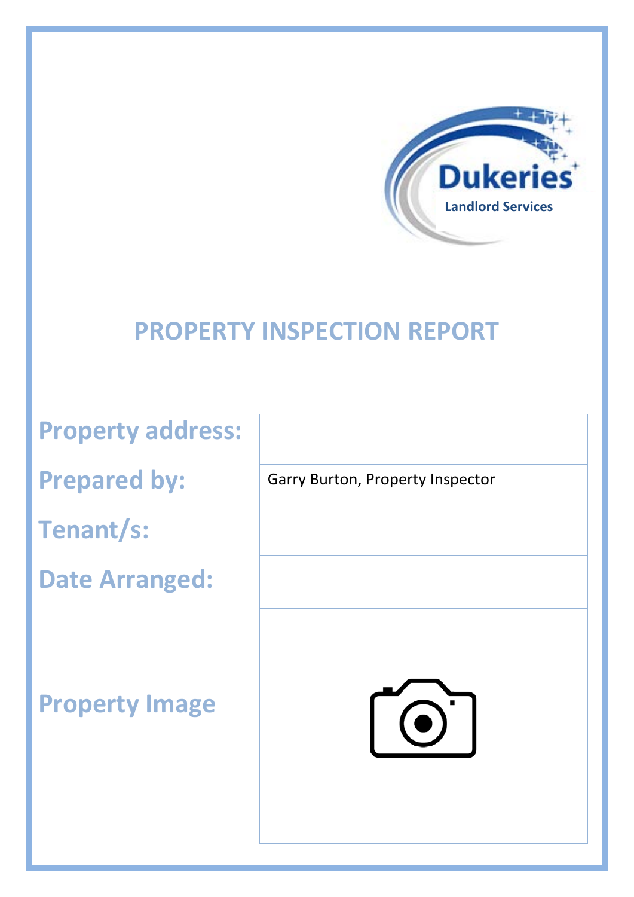Dukeries

Landlord Services

# PROPERTY INSPECTION REPORT

| | |
|---|---|
| **Property address:** | |
| **Prepared by:** | Garry Burton, Property Inspector |
| **Tenant/s:** | |
| **Date Arranged:** | |
| **Property Image** | |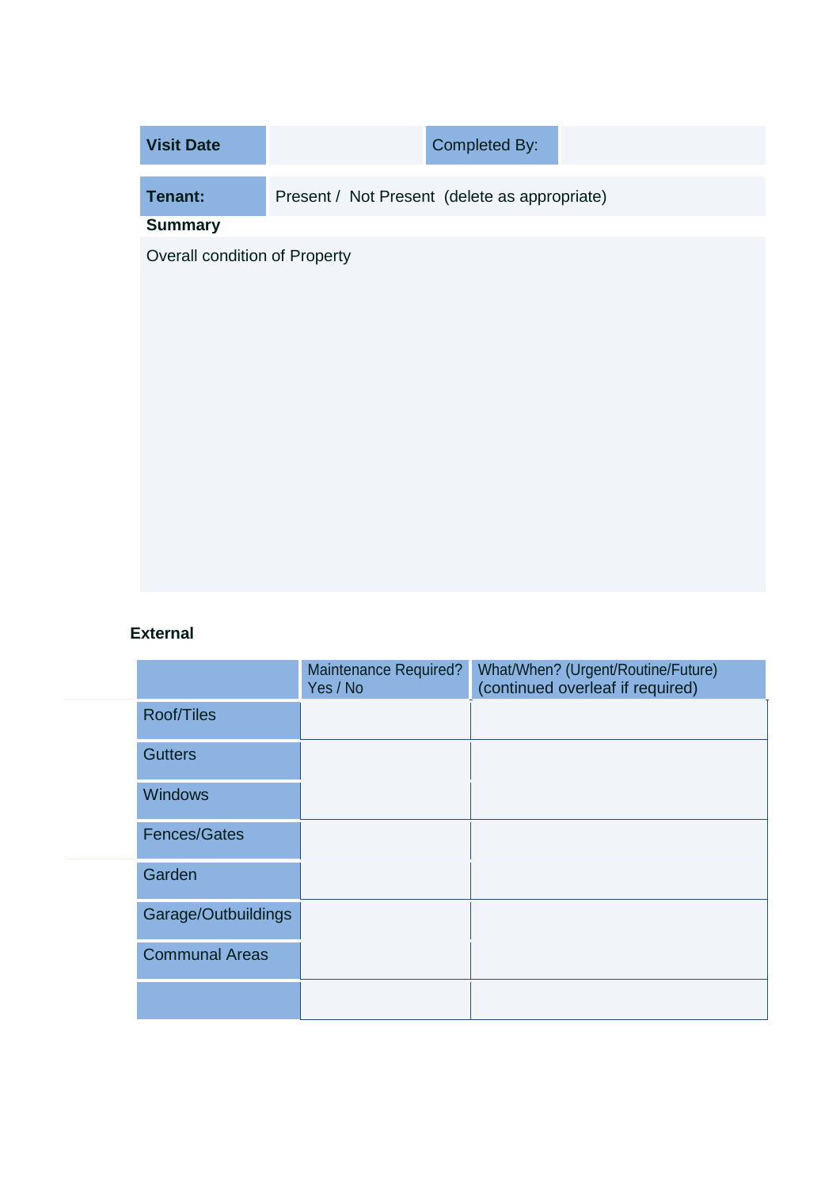| Visit Date | | Completed By: | |
|---|---|---|---|
| **Tenant:** | Present / Not Present (delete as appropriate) | | |

**Summary**

Overall condition of Property

**External**

| | Maintenance Required? Yes / No | What/When? (Urgent/Routine/Future) (continued overleaf if required) |
|---|---|---|
| Roof/Tiles | | |
| Gutters | | |
| Windows | | |
| Fences/Gates | | |
| Garden | | |
| Garage/Outbuildings | | |
| Communal Areas | | |
| | | |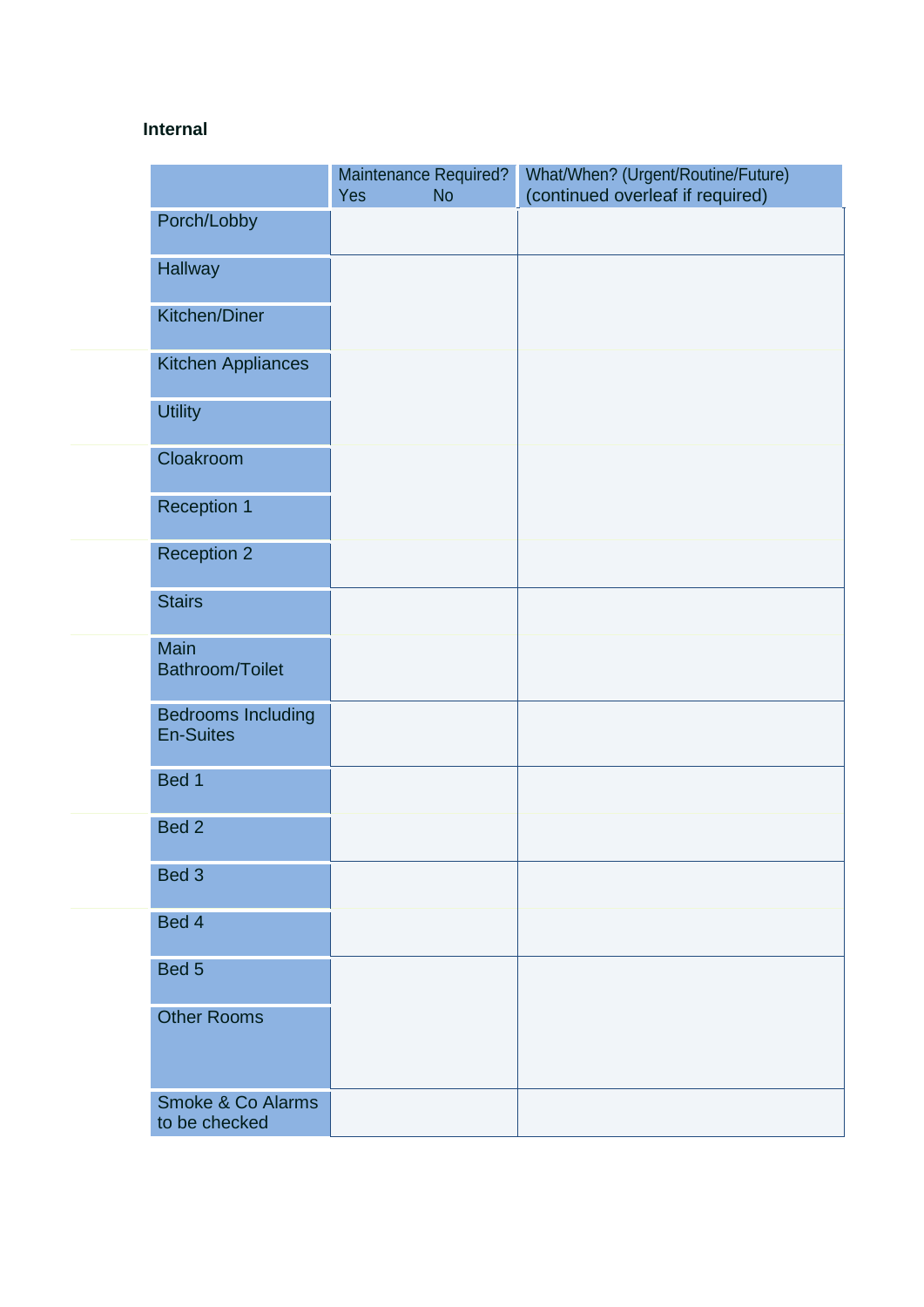**Internal**

| | Maintenance Required? Yes No | What/When? (Urgent/Routine/Future) (continued overleaf if required) |
|---|---|---|
| Porch/Lobby | | |
| Hallway | | |
| Kitchen/Diner | | |
| Kitchen Appliances | | |
| Utility | | |
| Cloakroom | | |
| Reception 1 | | |
| Reception 2 | | |
| Stairs | | |
| Main Bathroom/Toilet | | |
| Bedrooms Including En-Suites | | |
| Bed 1 | | |
| Bed 2 | | |
| Bed 3 | | |
| Bed 4 | | |
| Bed 5 | | |
| Other Rooms | | |
| Smoke & Co Alarms to be checked | | |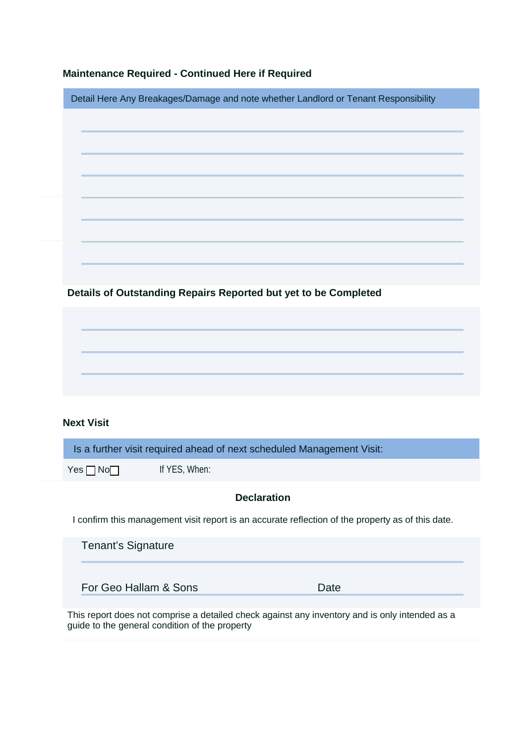### Maintenance Required - Continued Here if Required

| Detail Here Any Breakages/Damage and note whether Landlord or Tenant Responsibility |
|---|
| |
| |
| |
| |
| |
| |
| |

### Details of Outstanding Repairs Reported but yet to be Completed

| |
|---|
| |
| |
| |

### Next Visit

| Is a further visit required ahead of next scheduled Management Visit: | |
|---|---|
| Yes ☐ No☐ | If YES, When: |

### Declaration

I confirm this management visit report is an accurate reflection of the property as of this date.

Tenant's Signature

For Geo Hallam & Sons                                   Date

This report does not comprise a detailed check against any inventory and is only intended as a guide to the general condition of the property